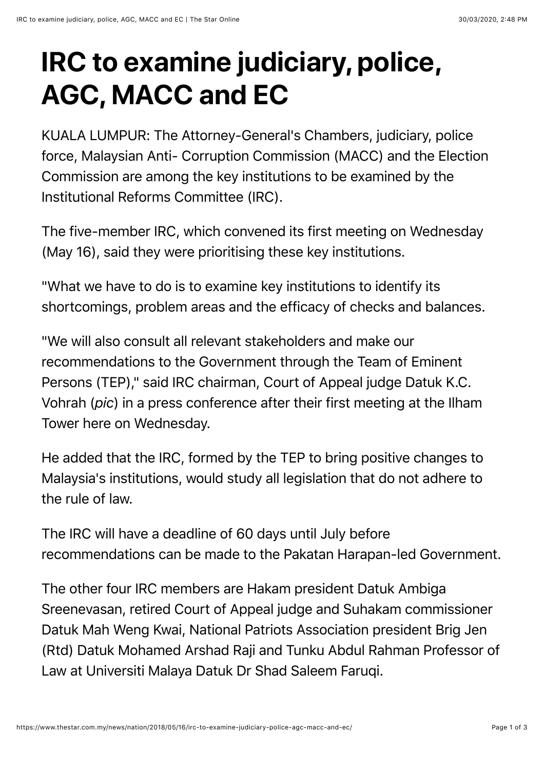# IRC to examine judiciary, police, AGC, MACC and EC

KUALA LUMPUR: The Attorney-General's Chambers, judiciary, police force, Malaysian Anti- Corruption Commission (MACC) and the Election Commission are among the key institutions to be examined by the Institutional Reforms Committee (IRC).

The five-member IRC, which convened its first meeting on Wednesday (May 16), said they were prioritising these key institutions.

"What we have to do is to examine key institutions to identify its shortcomings, problem areas and the efficacy of checks and balances.

"We will also consult all relevant stakeholders and make our recommendations to the Government through the Team of Eminent Persons (TEP)," said IRC chairman, Court of Appeal judge Datuk K.C. Vohrah (*pic*) in a press conference after their first meeting at the Ilham Tower here on Wednesday.

He added that the IRC, formed by the TEP to bring positive changes to Malaysia's institutions, would study all legislation that do not adhere to the rule of law.

The IRC will have a deadline of 60 days until July before recommendations can be made to the Pakatan Harapan-led Government.

The other four IRC members are Hakam president Datuk Ambiga Sreenevasan, retired Court of Appeal judge and Suhakam commissioner Datuk Mah Weng Kwai, National Patriots Association president Brig Jen (Rtd) Datuk Mohamed Arshad Raji and Tunku Abdul Rahman Professor of Law at Universiti Malaya Datuk Dr Shad Saleem Faruqi.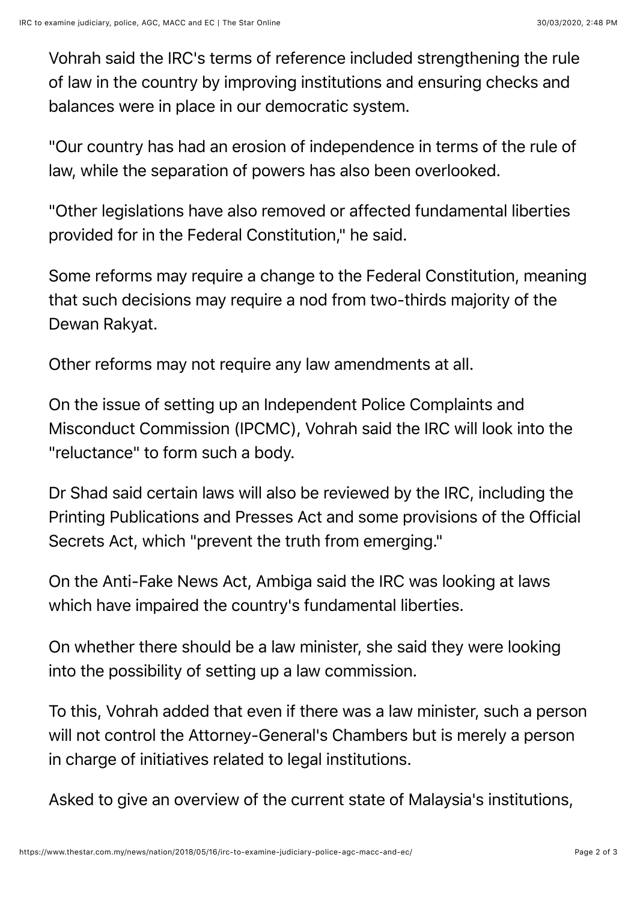Vohrah said the IRC's terms of reference included strengthening the rule of law in the country by improving institutions and ensuring checks and balances were in place in our democratic system.

"Our country has had an erosion of independence in terms of the rule of law, while the separation of powers has also been overlooked.

"Other legislations have also removed or affected fundamental liberties provided for in the Federal Constitution," he said.

Some reforms may require a change to the Federal Constitution, meaning that such decisions may require a nod from two-thirds majority of the Dewan Rakyat.

Other reforms may not require any law amendments at all.

On the issue of setting up an Independent Police Complaints and Misconduct Commission (IPCMC), Vohrah said the IRC will look into the "reluctance" to form such a body.

Dr Shad said certain laws will also be reviewed by the IRC, including the Printing Publications and Presses Act and some provisions of the Official Secrets Act, which "prevent the truth from emerging."

On the Anti-Fake News Act, Ambiga said the IRC was looking at laws which have impaired the country's fundamental liberties.

On whether there should be a law minister, she said they were looking into the possibility of setting up a law commission.

To this, Vohrah added that even if there was a law minister, such a person will not control the Attorney-General's Chambers but is merely a person in charge of initiatives related to legal institutions.

Asked to give an overview of the current state of Malaysia's institutions,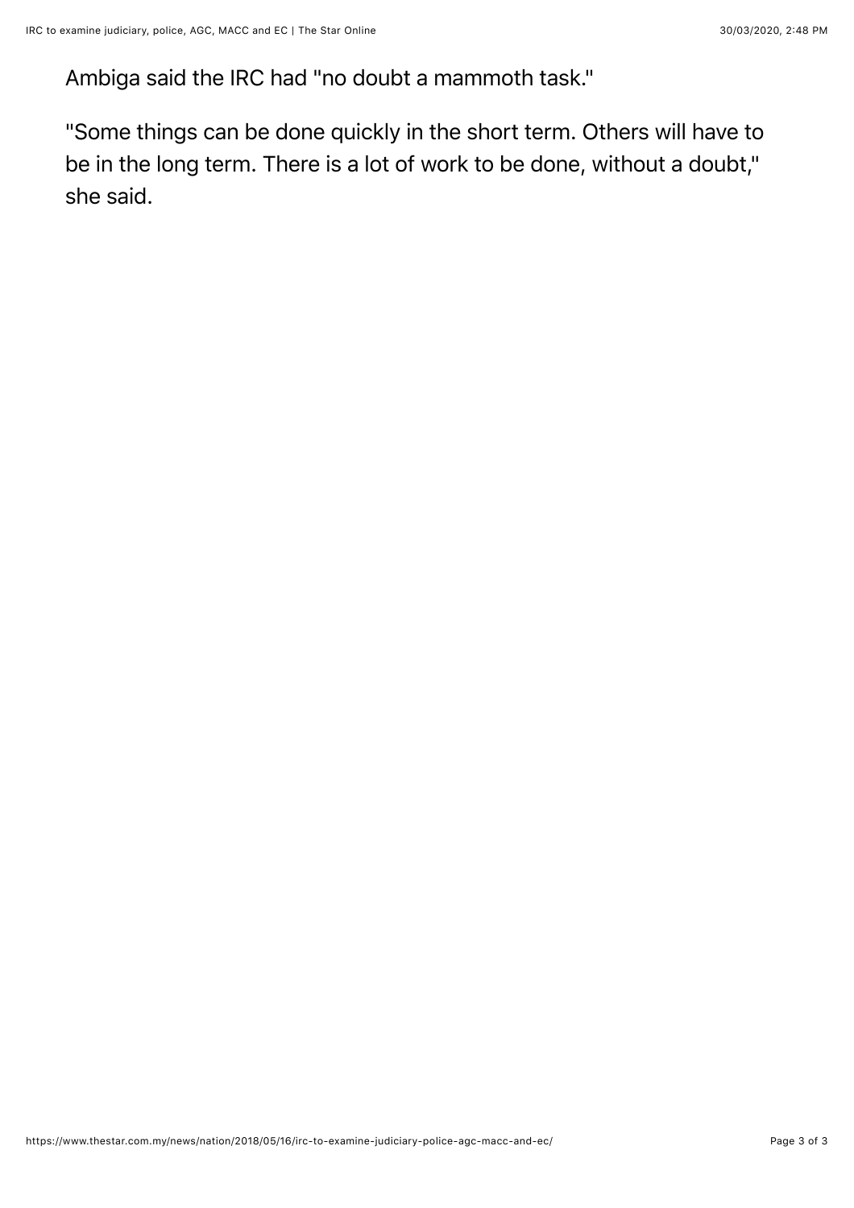Ambiga said the IRC had "no doubt a mammoth task."

"Some things can be done quickly in the short term. Others will have to be in the long term. There is a lot of work to be done, without a doubt," she said.